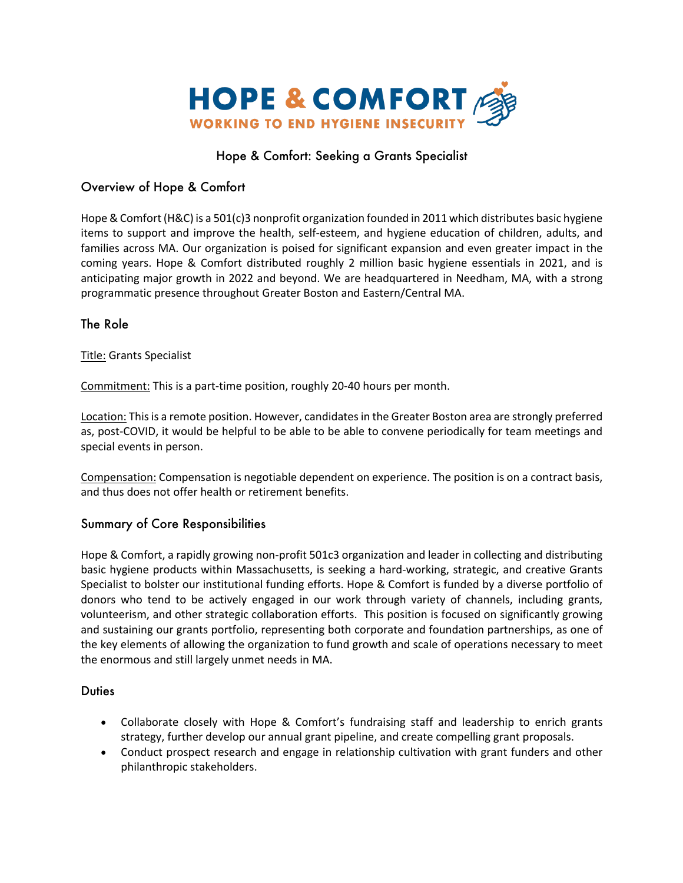# HOPE & COMFORT

WORKING TO END HYGIENE INSECURITY

## Hope & Comfort: Seeking a Grants Specialist

### Overview of Hope & Comfort

Hope & Comfort (H&C) is a 501(c)3 nonprofit organization founded in 2011 which distributes basic hygiene items to support and improve the health, self-esteem, and hygiene education of children, adults, and families across MA. Our organization is poised for significant expansion and even greater impact in the coming years. Hope & Comfort distributed roughly 2 million basic hygiene essentials in 2021, and is anticipating major growth in 2022 and beyond. We are headquartered in Needham, MA, with a strong programmatic presence throughout Greater Boston and Eastern/Central MA.

### The Role

Title: Grants Specialist

Commitment: This is a part-time position, roughly 20-40 hours per month.

Location: This is a remote position. However, candidates in the Greater Boston area are strongly preferred as, post-COVID, it would be helpful to be able to be able to convene periodically for team meetings and special events in person.

Compensation: Compensation is negotiable dependent on experience. The position is on a contract basis, and thus does not offer health or retirement benefits.

### Summary of Core Responsibilities

Hope & Comfort, a rapidly growing non-profit 501c3 organization and leader in collecting and distributing basic hygiene products within Massachusetts, is seeking a hard-working, strategic, and creative Grants Specialist to bolster our institutional funding efforts. Hope & Comfort is funded by a diverse portfolio of donors who tend to be actively engaged in our work through variety of channels, including grants, volunteerism, and other strategic collaboration efforts. This position is focused on significantly growing and sustaining our grants portfolio, representing both corporate and foundation partnerships, as one of the key elements of allowing the organization to fund growth and scale of operations necessary to meet the enormous and still largely unmet needs in MA.

### Duties

- Collaborate closely with Hope & Comfort's fundraising staff and leadership to enrich grants strategy, further develop our annual grant pipeline, and create compelling grant proposals.
- Conduct prospect research and engage in relationship cultivation with grant funders and other philanthropic stakeholders.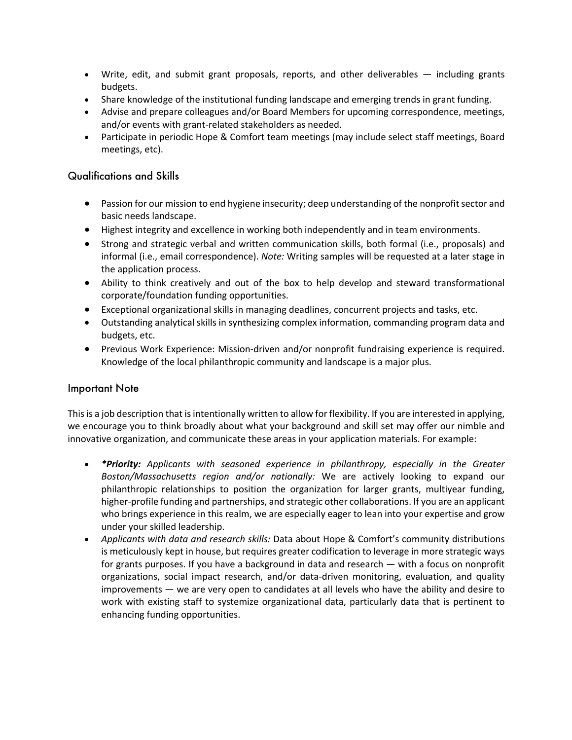- Write, edit, and submit grant proposals, reports, and other deliverables — including grants budgets.
- Share knowledge of the institutional funding landscape and emerging trends in grant funding.
- Advise and prepare colleagues and/or Board Members for upcoming correspondence, meetings, and/or events with grant-related stakeholders as needed.
- Participate in periodic Hope & Comfort team meetings (may include select staff meetings, Board meetings, etc).

## Qualifications and Skills

- Passion for our mission to end hygiene insecurity; deep understanding of the nonprofit sector and basic needs landscape.
- Highest integrity and excellence in working both independently and in team environments.
- Strong and strategic verbal and written communication skills, both formal (i.e., proposals) and informal (i.e., email correspondence). *Note:* Writing samples will be requested at a later stage in the application process.
- Ability to think creatively and out of the box to help develop and steward transformational corporate/foundation funding opportunities.
- Exceptional organizational skills in managing deadlines, concurrent projects and tasks, etc.
- Outstanding analytical skills in synthesizing complex information, commanding program data and budgets, etc.
- Previous Work Experience: Mission-driven and/or nonprofit fundraising experience is required. Knowledge of the local philanthropic community and landscape is a major plus.

## Important Note

This is a job description that is intentionally written to allow for flexibility. If you are interested in applying, we encourage you to think broadly about what your background and skill set may offer our nimble and innovative organization, and communicate these areas in your application materials. For example:

- ***Priority:*** *Applicants with seasoned experience in philanthropy, especially in the Greater Boston/Massachusetts region and/or nationally:* We are actively looking to expand our philanthropic relationships to position the organization for larger grants, multiyear funding, higher-profile funding and partnerships, and strategic other collaborations. If you are an applicant who brings experience in this realm, we are especially eager to lean into your expertise and grow under your skilled leadership.
- *Applicants with data and research skills:* Data about Hope & Comfort's community distributions is meticulously kept in house, but requires greater codification to leverage in more strategic ways for grants purposes. If you have a background in data and research — with a focus on nonprofit organizations, social impact research, and/or data-driven monitoring, evaluation, and quality improvements — we are very open to candidates at all levels who have the ability and desire to work with existing staff to systemize organizational data, particularly data that is pertinent to enhancing funding opportunities.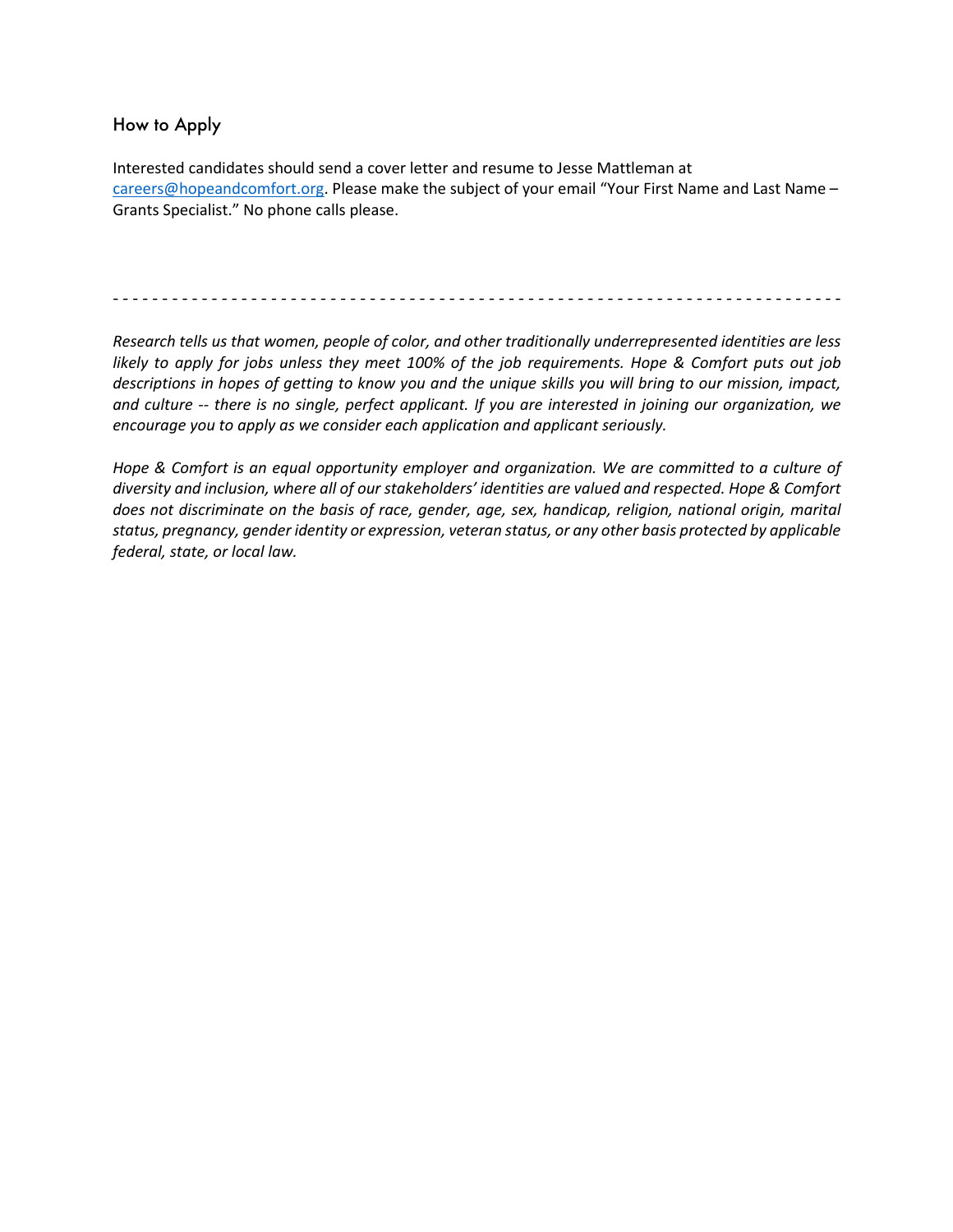## How to Apply

Interested candidates should send a cover letter and resume to Jesse Mattleman at careers@hopeandcomfort.org. Please make the subject of your email "Your First Name and Last Name – Grants Specialist." No phone calls please.

- - - - - - - - - - - - - - - - - - - - - - - - - - - - - - - - - - - - - - - - - - - - - - - - - - - - - - - - - - - - - - - - - - - - - - - - - -

*Research tells us that women, people of color, and other traditionally underrepresented identities are less likely to apply for jobs unless they meet 100% of the job requirements. Hope & Comfort puts out job descriptions in hopes of getting to know you and the unique skills you will bring to our mission, impact, and culture -- there is no single, perfect applicant. If you are interested in joining our organization, we encourage you to apply as we consider each application and applicant seriously.*

*Hope & Comfort is an equal opportunity employer and organization. We are committed to a culture of diversity and inclusion, where all of our stakeholders' identities are valued and respected. Hope & Comfort does not discriminate on the basis of race, gender, age, sex, handicap, religion, national origin, marital status, pregnancy, gender identity or expression, veteran status, or any other basis protected by applicable federal, state, or local law.*